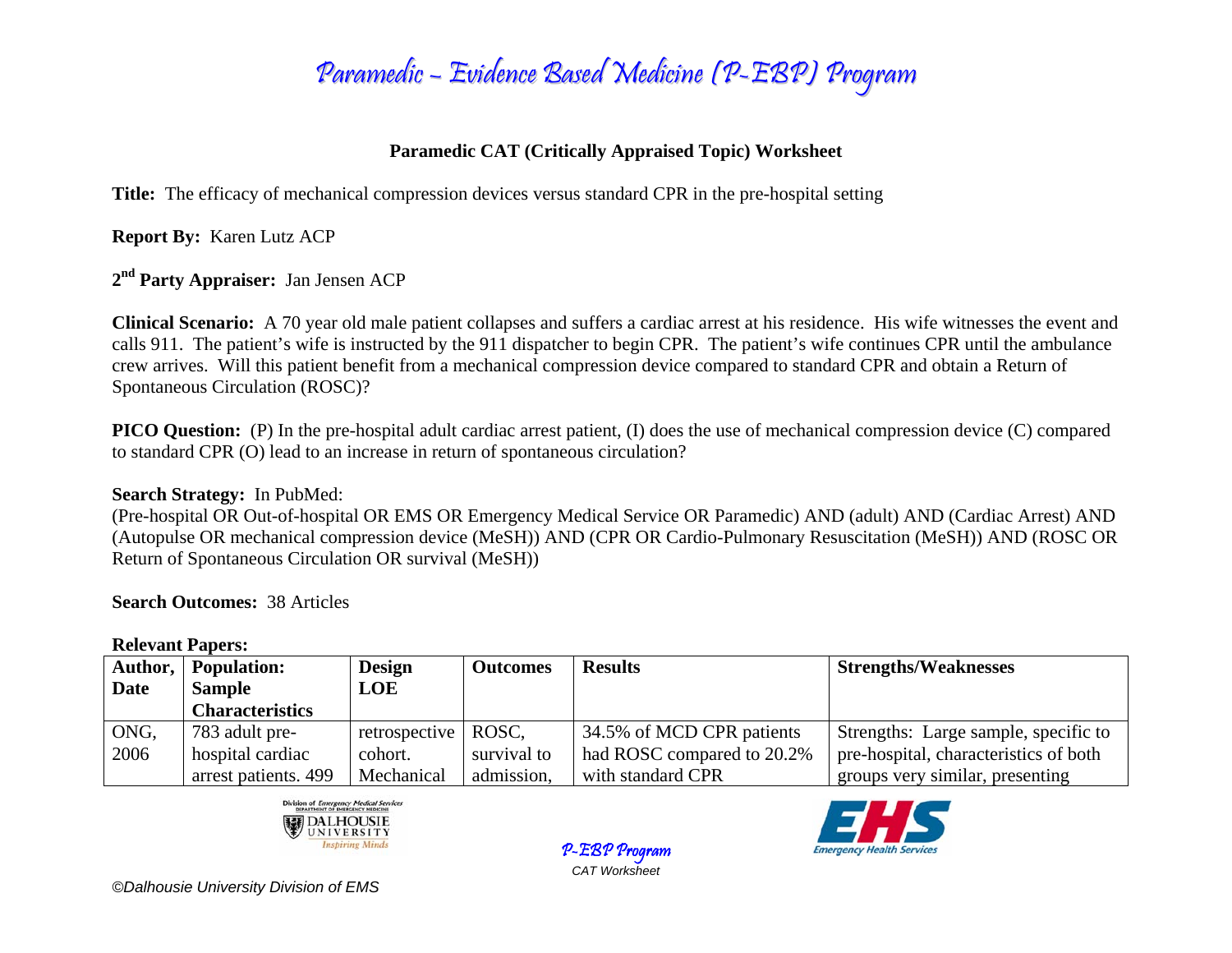# Paramedic – Evidence Based Medicine (P-EBP) Program

## Paramedic CAT (Critically Appraised Topic) Worksheet

**Title:** The efficacy of mechanical compression devices versus standard CPR in the pre-hospital setting

**Report By:** Karen Lutz ACP

**2nd Party Appraiser:** Jan Jensen ACP

**Clinical Scenario:** A 70 year old male patient collapses and suffers a cardiac arrest at his residence. His wife witnesses the event and calls 911. The patient's wife is instructed by the 911 dispatcher to begin CPR. The patient's wife continues CPR until the ambulance crew arrives. Will this patient benefit from a mechanical compression device compared to standard CPR and obtain a Return of Spontaneous Circulation (ROSC)?

**PICO Question:** (P) In the pre-hospital adult cardiac arrest patient, (I) does the use of mechanical compression device (C) compared to standard CPR (O) lead to an increase in return of spontaneous circulation?

**Search Strategy:** In PubMed:
(Pre-hospital OR Out-of-hospital OR EMS OR Emergency Medical Service OR Paramedic) AND (adult) AND (Cardiac Arrest) AND (Autopulse OR mechanical compression device (MeSH)) AND (CPR OR Cardio-Pulmonary Resuscitation (MeSH)) AND (ROSC OR Return of Spontaneous Circulation OR survival (MeSH))

**Search Outcomes:** 38 Articles

**Relevant Papers:**

| Author, Date | Population: Sample Characteristics | Design LOE | Outcomes | Results | Strengths/Weaknesses |
|---|---|---|---|---|---|
| ONG, 2006 | 783 adult pre-hospital cardiac arrest patients. 499 | retrospective cohort. Mechanical | ROSC, survival to admission, | 34.5% of MCD CPR patients had ROSC compared to 20.2% with standard CPR | Strengths: Large sample, specific to pre-hospital, characteristics of both groups very similar, presenting |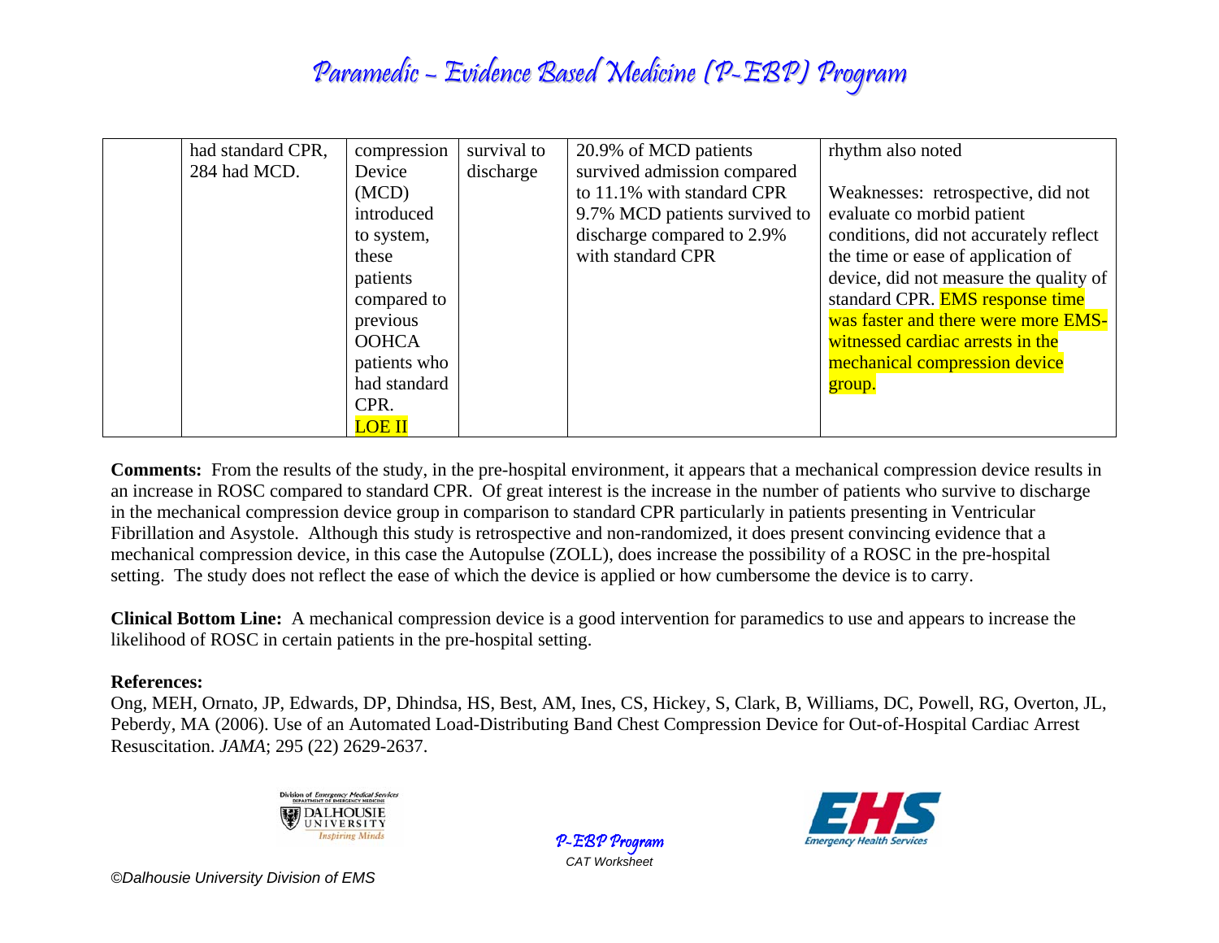| | | | | | |
|---|---|---|---|---|---|
| | had standard CPR, 284 had MCD. | compression Device (MCD) introduced to system, these patients compared to previous OOHCA patients who had standard CPR. LOE II | survival to discharge | 20.9% of MCD patients survived admission compared to 11.1% with standard CPR 9.7% MCD patients survived to discharge compared to 2.9% with standard CPR | rhythm also noted<br><br>Weaknesses: retrospective, did not evaluate co morbid patient conditions, did not accurately reflect the time or ease of application of device, did not measure the quality of standard CPR. EMS response time was faster and there were more EMS-witnessed cardiac arrests in the mechanical compression device group. |

**Comments:** From the results of the study, in the pre-hospital environment, it appears that a mechanical compression device results in an increase in ROSC compared to standard CPR. Of great interest is the increase in the number of patients who survive to discharge in the mechanical compression device group in comparison to standard CPR particularly in patients presenting in Ventricular Fibrillation and Asystole. Although this study is retrospective and non-randomized, it does present convincing evidence that a mechanical compression device, in this case the Autopulse (ZOLL), does increase the possibility of a ROSC in the pre-hospital setting. The study does not reflect the ease of which the device is applied or how cumbersome the device is to carry.

**Clinical Bottom Line:** A mechanical compression device is a good intervention for paramedics to use and appears to increase the likelihood of ROSC in certain patients in the pre-hospital setting.

**References:**

Ong, MEH, Ornato, JP, Edwards, DP, Dhindsa, HS, Best, AM, Ines, CS, Hickey, S, Clark, B, Williams, DC, Powell, RG, Overton, JL, Peberdy, MA (2006). Use of an Automated Load-Distributing Band Chest Compression Device for Out-of-Hospital Cardiac Arrest Resuscitation. *JAMA*; 295 (22) 2629-2637.